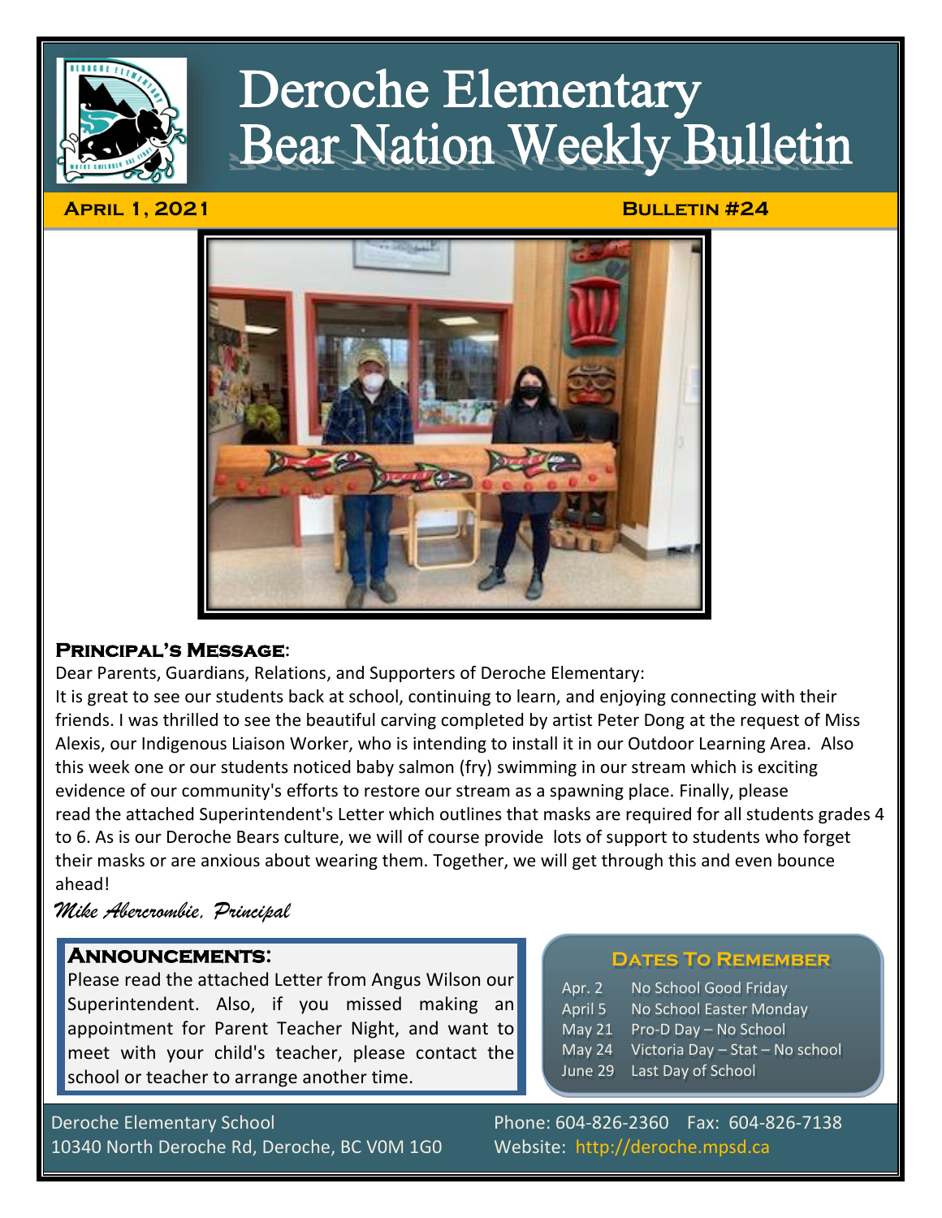# Deroche Elementary Bear Nation Weekly Bulletin

**April 1, 2021** **Bulletin #24**

## Principal's Message:

Dear Parents, Guardians, Relations, and Supporters of Deroche Elementary:

It is great to see our students back at school, continuing to learn, and enjoying connecting with their friends. I was thrilled to see the beautiful carving completed by artist Peter Dong at the request of Miss Alexis, our Indigenous Liaison Worker, who is intending to install it in our Outdoor Learning Area. Also this week one or our students noticed baby salmon (fry) swimming in our stream which is exciting evidence of our community's efforts to restore our stream as a spawning place. Finally, please read the attached Superintendent's Letter which outlines that masks are required for all students grades 4 to 6. As is our Deroche Bears culture, we will of course provide lots of support to students who forget their masks or are anxious about wearing them. Together, we will get through this and even bounce ahead!

*Mike Abercrombie, Principal*

## Announcements:

Please read the attached Letter from Angus Wilson our Superintendent. Also, if you missed making an appointment for Parent Teacher Night, and want to meet with your child's teacher, please contact the school or teacher to arrange another time.

## Dates To Remember

| | |
|---|---|
| Apr. 2 | No School Good Friday |
| April 5 | No School Easter Monday |
| May 21 | Pro-D Day – No School |
| May 24 | Victoria Day – Stat – No school |
| June 29 | Last Day of School |

Deroche Elementary School
10340 North Deroche Rd, Deroche, BC V0M 1G0

Phone: 604-826-2360 Fax: 604-826-7138
Website: http://deroche.mpsd.ca